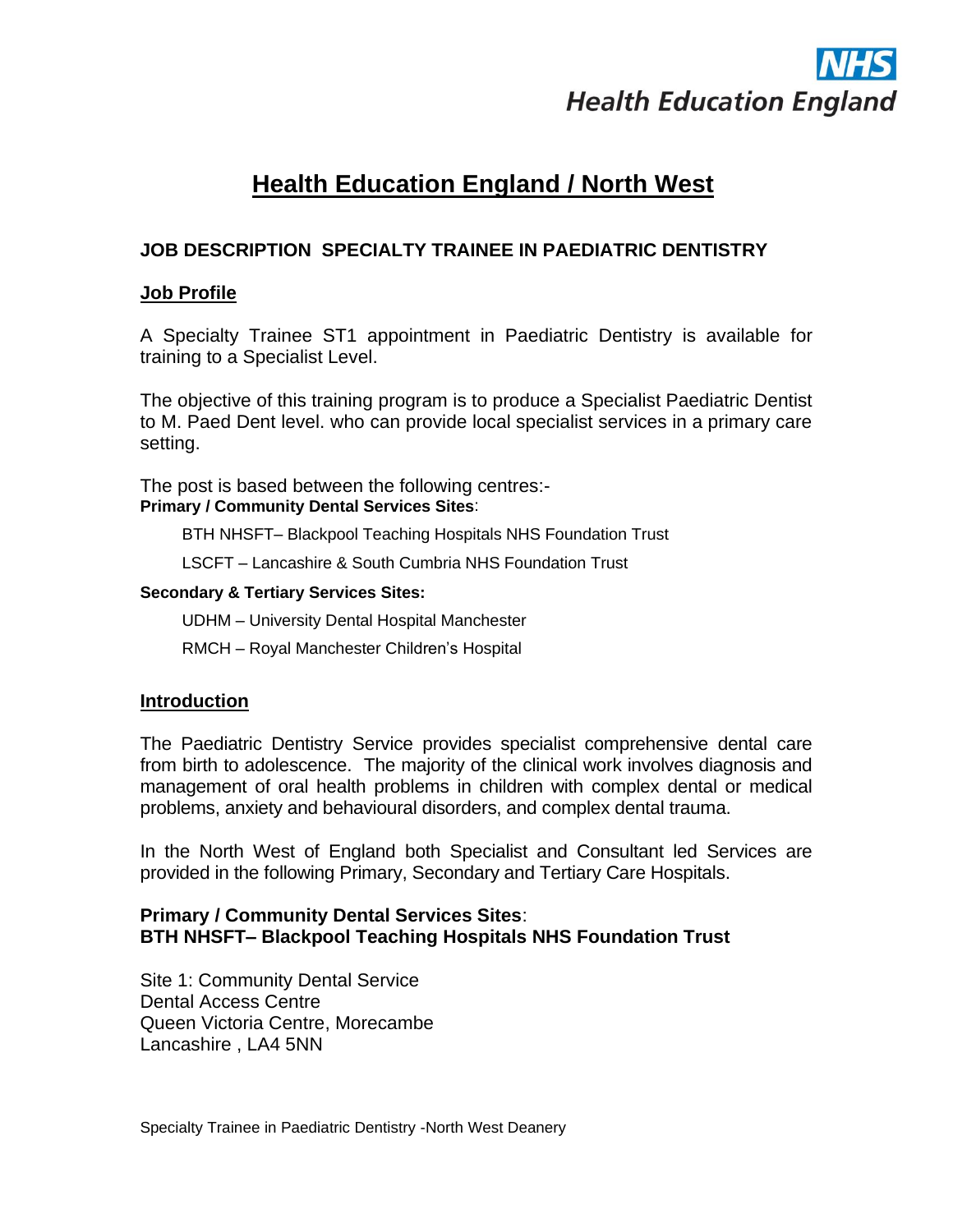# Health Education England / North West

## JOB DESCRIPTION SPECIALTY TRAINEE IN PAEDIATRIC DENTISTRY

### Job Profile

A Specialty Trainee ST1 appointment in Paediatric Dentistry is available for training to a Specialist Level.

The objective of this training program is to produce a Specialist Paediatric Dentist to M. Paed Dent level. who can provide local specialist services in a primary care setting.

The post is based between the following centres:-

**Primary / Community Dental Services Sites**:

BTH NHSFT– Blackpool Teaching Hospitals NHS Foundation Trust

LSCFT – Lancashire & South Cumbria NHS Foundation Trust

**Secondary & Tertiary Services Sites:**

UDHM – University Dental Hospital Manchester

RMCH – Royal Manchester Children's Hospital

### Introduction

The Paediatric Dentistry Service provides specialist comprehensive dental care from birth to adolescence. The majority of the clinical work involves diagnosis and management of oral health problems in children with complex dental or medical problems, anxiety and behavioural disorders, and complex dental trauma.

In the North West of England both Specialist and Consultant led Services are provided in the following Primary, Secondary and Tertiary Care Hospitals.

**Primary / Community Dental Services Sites**:
**BTH NHSFT– Blackpool Teaching Hospitals NHS Foundation Trust**

Site 1: Community Dental Service
Dental Access Centre
Queen Victoria Centre, Morecambe
Lancashire , LA4 5NN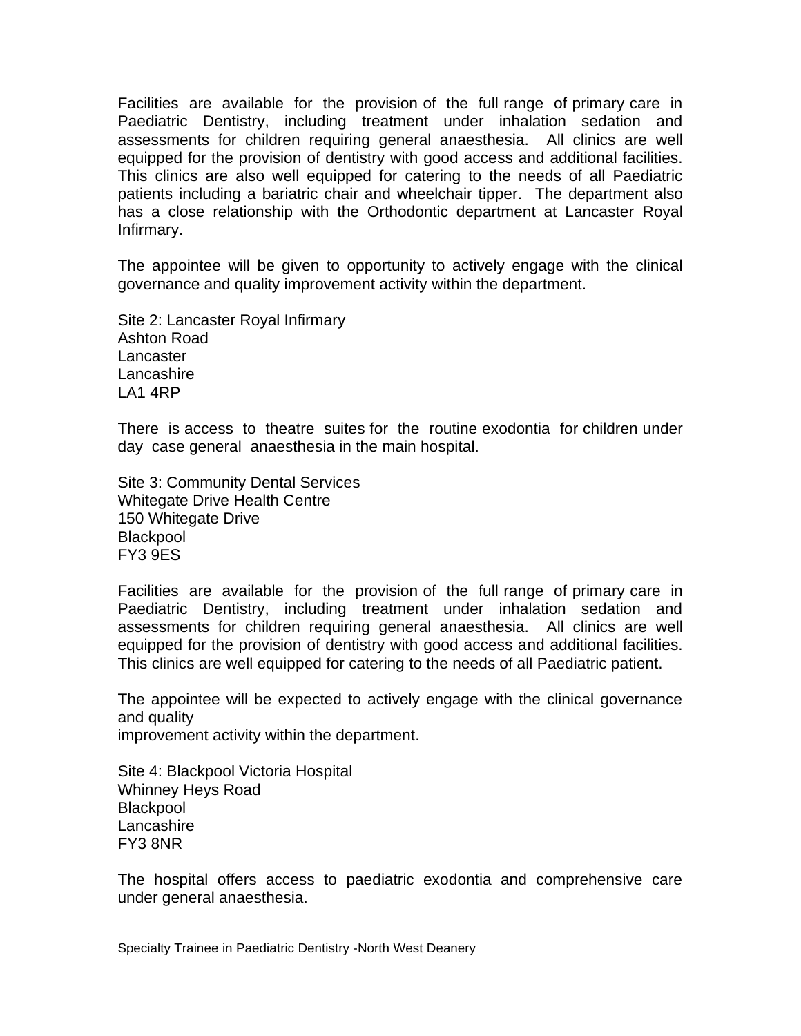Facilities are available for the provision of the full range of primary care in Paediatric Dentistry, including treatment under inhalation sedation and assessments for children requiring general anaesthesia. All clinics are well equipped for the provision of dentistry with good access and additional facilities. This clinics are also well equipped for catering to the needs of all Paediatric patients including a bariatric chair and wheelchair tipper. The department also has a close relationship with the Orthodontic department at Lancaster Royal Infirmary.

The appointee will be given to opportunity to actively engage with the clinical governance and quality improvement activity within the department.

Site 2: Lancaster Royal Infirmary
Ashton Road
Lancaster
Lancashire
LA1 4RP

There is access to theatre suites for the routine exodontia for children under day case general anaesthesia in the main hospital.

Site 3: Community Dental Services
Whitegate Drive Health Centre
150 Whitegate Drive
Blackpool
FY3 9ES

Facilities are available for the provision of the full range of primary care in Paediatric Dentistry, including treatment under inhalation sedation and assessments for children requiring general anaesthesia. All clinics are well equipped for the provision of dentistry with good access and additional facilities. This clinics are well equipped for catering to the needs of all Paediatric patient.

The appointee will be expected to actively engage with the clinical governance and quality
improvement activity within the department.

Site 4: Blackpool Victoria Hospital
Whinney Heys Road
Blackpool
Lancashire
FY3 8NR

The hospital offers access to paediatric exodontia and comprehensive care under general anaesthesia.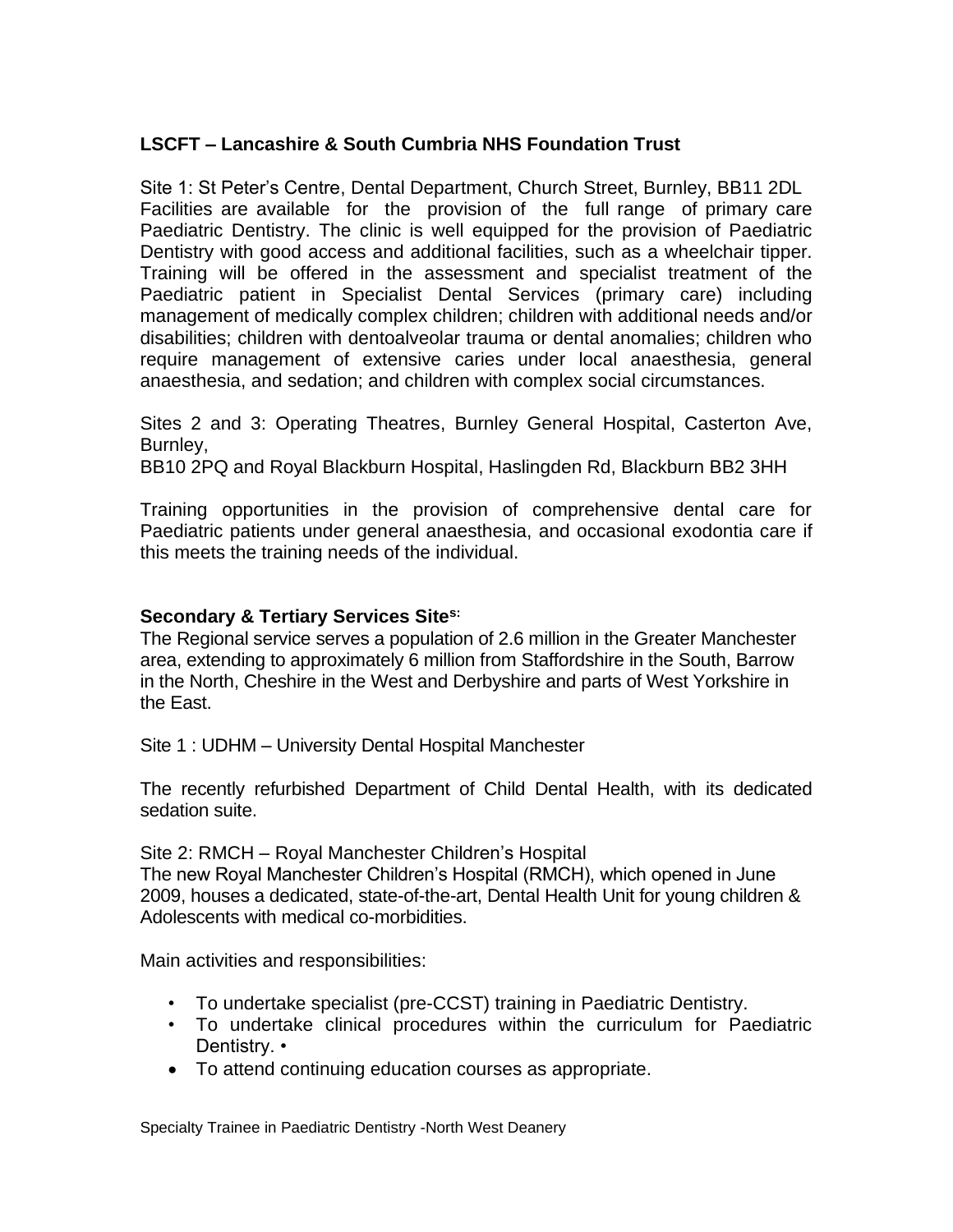**LSCFT – Lancashire & South Cumbria NHS Foundation Trust**

Site 1: St Peter's Centre, Dental Department, Church Street, Burnley, BB11 2DL
Facilities are available for the provision of the full range of primary care Paediatric Dentistry. The clinic is well equipped for the provision of Paediatric Dentistry with good access and additional facilities, such as a wheelchair tipper. Training will be offered in the assessment and specialist treatment of the Paediatric patient in Specialist Dental Services (primary care) including management of medically complex children; children with additional needs and/or disabilities; children with dentoalveolar trauma or dental anomalies; children who require management of extensive caries under local anaesthesia, general anaesthesia, and sedation; and children with complex social circumstances.

Sites 2 and 3: Operating Theatres, Burnley General Hospital, Casterton Ave, Burnley,
BB10 2PQ and Royal Blackburn Hospital, Haslingden Rd, Blackburn BB2 3HH

Training opportunities in the provision of comprehensive dental care for Paediatric patients under general anaesthesia, and occasional exodontia care if this meets the training needs of the individual.

**Secondary & Tertiary Services Sites:**
The Regional service serves a population of 2.6 million in the Greater Manchester area, extending to approximately 6 million from Staffordshire in the South, Barrow in the North, Cheshire in the West and Derbyshire and parts of West Yorkshire in the East.

Site 1 : UDHM – University Dental Hospital Manchester

The recently refurbished Department of Child Dental Health, with its dedicated sedation suite.

Site 2: RMCH – Royal Manchester Children's Hospital
The new Royal Manchester Children's Hospital (RMCH), which opened in June 2009, houses a dedicated, state-of-the-art, Dental Health Unit for young children & Adolescents with medical co-morbidities.

Main activities and responsibilities:

- To undertake specialist (pre-CCST) training in Paediatric Dentistry.
- To undertake clinical procedures within the curriculum for Paediatric Dentistry. •
- To attend continuing education courses as appropriate.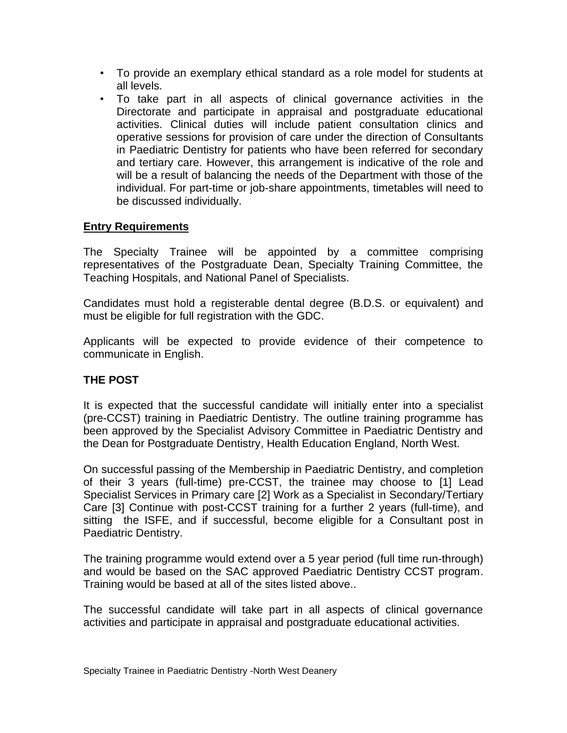- To provide an exemplary ethical standard as a role model for students at all levels.
- To take part in all aspects of clinical governance activities in the Directorate and participate in appraisal and postgraduate educational activities. Clinical duties will include patient consultation clinics and operative sessions for provision of care under the direction of Consultants in Paediatric Dentistry for patients who have been referred for secondary and tertiary care. However, this arrangement is indicative of the role and will be a result of balancing the needs of the Department with those of the individual. For part-time or job-share appointments, timetables will need to be discussed individually.

**Entry Requirements**

The Specialty Trainee will be appointed by a committee comprising representatives of the Postgraduate Dean, Specialty Training Committee, the Teaching Hospitals, and National Panel of Specialists.

Candidates must hold a registerable dental degree (B.D.S. or equivalent) and must be eligible for full registration with the GDC.

Applicants will be expected to provide evidence of their competence to communicate in English.

**THE POST**

It is expected that the successful candidate will initially enter into a specialist (pre-CCST) training in Paediatric Dentistry. The outline training programme has been approved by the Specialist Advisory Committee in Paediatric Dentistry and the Dean for Postgraduate Dentistry, Health Education England, North West.

On successful passing of the Membership in Paediatric Dentistry, and completion of their 3 years (full-time) pre-CCST, the trainee may choose to [1] Lead Specialist Services in Primary care [2] Work as a Specialist in Secondary/Tertiary Care [3] Continue with post-CCST training for a further 2 years (full-time), and sitting the ISFE, and if successful, become eligible for a Consultant post in Paediatric Dentistry.

The training programme would extend over a 5 year period (full time run-through) and would be based on the SAC approved Paediatric Dentistry CCST program. Training would be based at all of the sites listed above..

The successful candidate will take part in all aspects of clinical governance activities and participate in appraisal and postgraduate educational activities.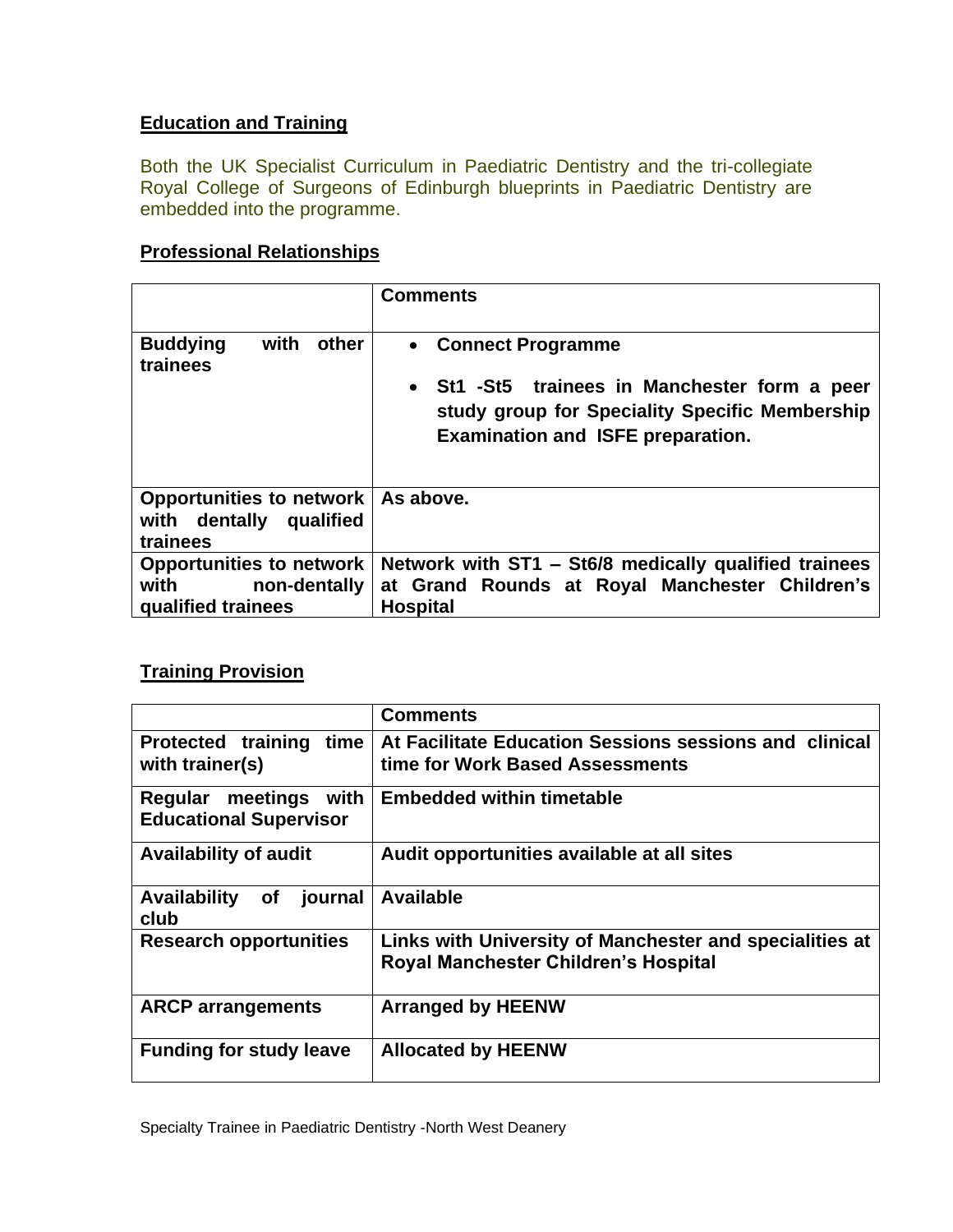## Education and Training

Both the UK Specialist Curriculum in Paediatric Dentistry and the tri-collegiate Royal College of Surgeons of Edinburgh blueprints in Paediatric Dentistry are embedded into the programme.

## Professional Relationships

| | Comments |
|---|---|
| **Buddying with other trainees** | • **Connect Programme**<br>• **St1 -St5 trainees in Manchester form a peer study group for Speciality Specific Membership Examination and ISFE preparation.** |
| **Opportunities to network with dentally qualified trainees** | **As above.** |
| **Opportunities to network with non-dentally qualified trainees** | **Network with ST1 – St6/8 medically qualified trainees at Grand Rounds at Royal Manchester Children's Hospital** |

## Training Provision

| | Comments |
|---|---|
| **Protected training time with trainer(s)** | **At Facilitate Education Sessions sessions and clinical time for Work Based Assessments** |
| **Regular meetings with Educational Supervisor** | **Embedded within timetable** |
| **Availability of audit** | **Audit opportunities available at all sites** |
| **Availability of journal club** | **Available** |
| **Research opportunities** | **Links with University of Manchester and specialities at Royal Manchester Children's Hospital** |
| **ARCP arrangements** | **Arranged by HEENW** |
| **Funding for study leave** | **Allocated by HEENW** |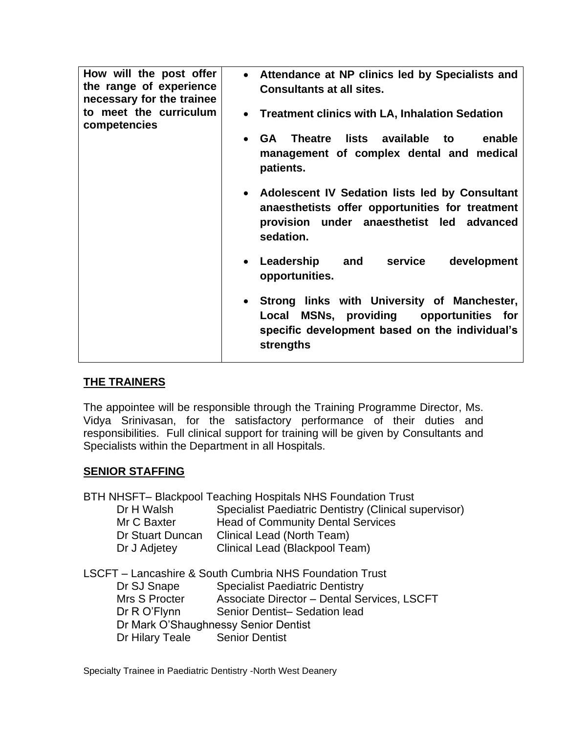| | |
|---|---|
| **How will the post offer the range of experience necessary for the trainee to meet the curriculum competencies** | • **Attendance at NP clinics led by Specialists and Consultants at all sites.**<br>• **Treatment clinics with LA, Inhalation Sedation**<br>• **GA Theatre lists available to enable management of complex dental and medical patients.**<br>• **Adolescent IV Sedation lists led by Consultant anaesthetists offer opportunities for treatment provision under anaesthetist led advanced sedation.**<br>• **Leadership and service development opportunities.**<br>• **Strong links with University of Manchester, Local MSNs, providing opportunities for specific development based on the individual's strengths** |

## THE TRAINERS

The appointee will be responsible through the Training Programme Director, Ms. Vidya Srinivasan, for the satisfactory performance of their duties and responsibilities. Full clinical support for training will be given by Consultants and Specialists within the Department in all Hospitals.

## SENIOR STAFFING

BTH NHSFT– Blackpool Teaching Hospitals NHS Foundation Trust

| | |
|---|---|
| Dr H Walsh | Specialist Paediatric Dentistry (Clinical supervisor) |
| Mr C Baxter | Head of Community Dental Services |
| Dr Stuart Duncan | Clinical Lead (North Team) |
| Dr J Adjetey | Clinical Lead (Blackpool Team) |

LSCFT – Lancashire & South Cumbria NHS Foundation Trust

| | |
|---|---|
| Dr SJ Snape | Specialist Paediatric Dentistry |
| Mrs S Procter | Associate Director – Dental Services, LSCFT |
| Dr R O'Flynn | Senior Dentist– Sedation lead |
| Dr Mark O'Shaughnessy | Senior Dentist |
| Dr Hilary Teale | Senior Dentist |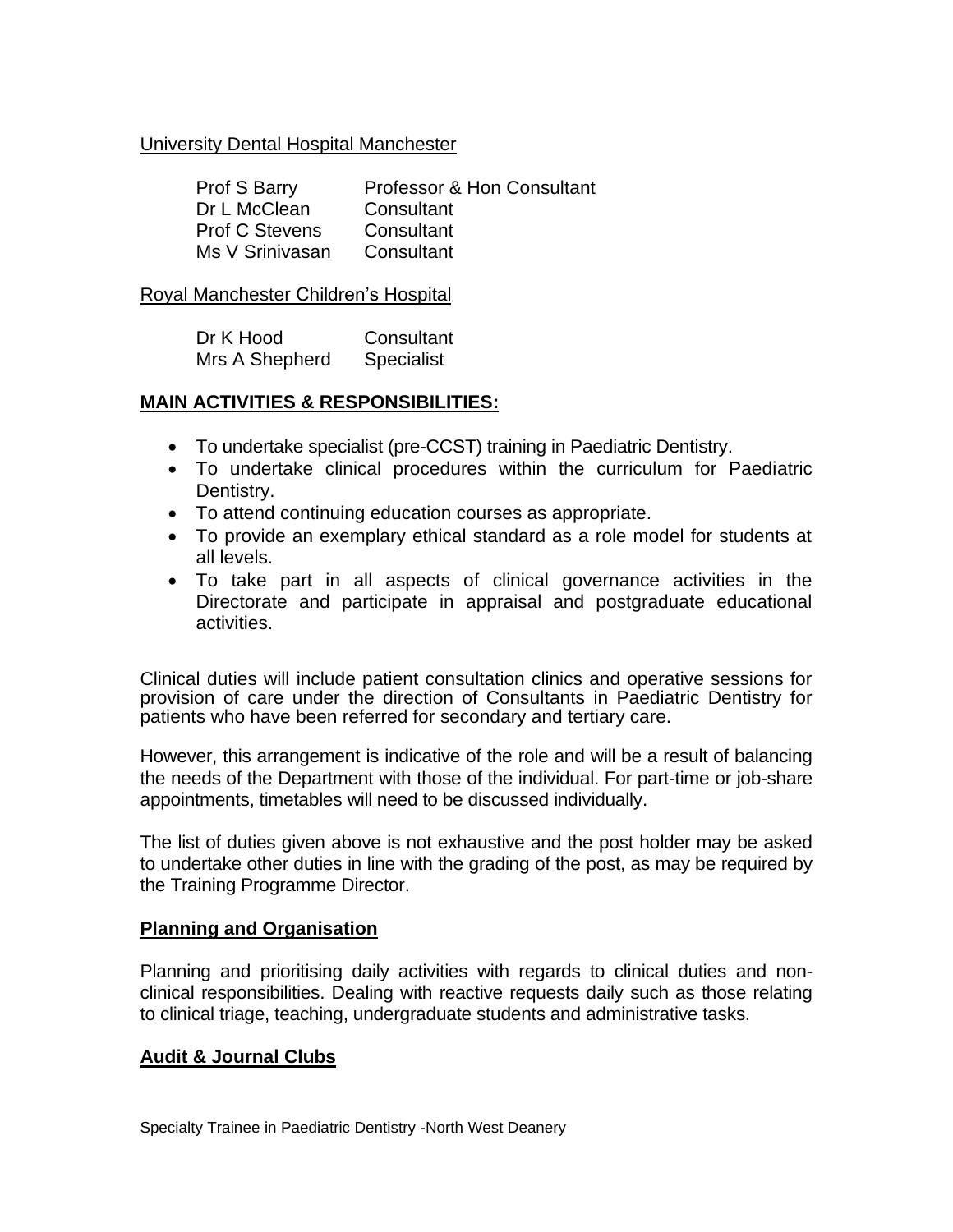University Dental Hospital Manchester

| | |
|---|---|
| Prof S Barry | Professor & Hon Consultant |
| Dr L McClean | Consultant |
| Prof C Stevens | Consultant |
| Ms V Srinivasan | Consultant |

Royal Manchester Children's Hospital

| | |
|---|---|
| Dr K Hood | Consultant |
| Mrs A Shepherd | Specialist |

## MAIN ACTIVITIES & RESPONSIBILITIES:

- To undertake specialist (pre-CCST) training in Paediatric Dentistry.
- To undertake clinical procedures within the curriculum for Paediatric Dentistry.
- To attend continuing education courses as appropriate.
- To provide an exemplary ethical standard as a role model for students at all levels.
- To take part in all aspects of clinical governance activities in the Directorate and participate in appraisal and postgraduate educational activities.

Clinical duties will include patient consultation clinics and operative sessions for provision of care under the direction of Consultants in Paediatric Dentistry for patients who have been referred for secondary and tertiary care.

However, this arrangement is indicative of the role and will be a result of balancing the needs of the Department with those of the individual. For part-time or job-share appointments, timetables will need to be discussed individually.

The list of duties given above is not exhaustive and the post holder may be asked to undertake other duties in line with the grading of the post, as may be required by the Training Programme Director.

## Planning and Organisation

Planning and prioritising daily activities with regards to clinical duties and non-clinical responsibilities. Dealing with reactive requests daily such as those relating to clinical triage, teaching, undergraduate students and administrative tasks.

## Audit & Journal Clubs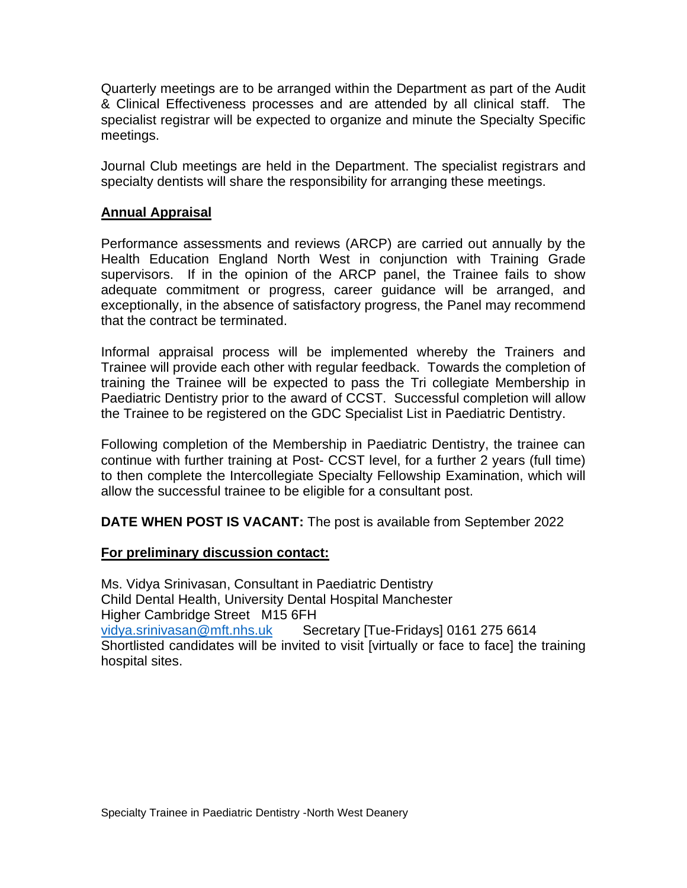Quarterly meetings are to be arranged within the Department as part of the Audit & Clinical Effectiveness processes and are attended by all clinical staff. The specialist registrar will be expected to organize and minute the Specialty Specific meetings.

Journal Club meetings are held in the Department. The specialist registrars and specialty dentists will share the responsibility for arranging these meetings.

## Annual Appraisal

Performance assessments and reviews (ARCP) are carried out annually by the Health Education England North West in conjunction with Training Grade supervisors. If in the opinion of the ARCP panel, the Trainee fails to show adequate commitment or progress, career guidance will be arranged, and exceptionally, in the absence of satisfactory progress, the Panel may recommend that the contract be terminated.

Informal appraisal process will be implemented whereby the Trainers and Trainee will provide each other with regular feedback. Towards the completion of training the Trainee will be expected to pass the Tri collegiate Membership in Paediatric Dentistry prior to the award of CCST. Successful completion will allow the Trainee to be registered on the GDC Specialist List in Paediatric Dentistry.

Following completion of the Membership in Paediatric Dentistry, the trainee can continue with further training at Post- CCST level, for a further 2 years (full time) to then complete the Intercollegiate Specialty Fellowship Examination, which will allow the successful trainee to be eligible for a consultant post.

**DATE WHEN POST IS VACANT:** The post is available from September 2022

## For preliminary discussion contact:

Ms. Vidya Srinivasan, Consultant in Paediatric Dentistry
Child Dental Health, University Dental Hospital Manchester
Higher Cambridge Street M15 6FH
vidya.srinivasan@mft.nhs.uk Secretary [Tue-Fridays] 0161 275 6614
Shortlisted candidates will be invited to visit [virtually or face to face] the training hospital sites.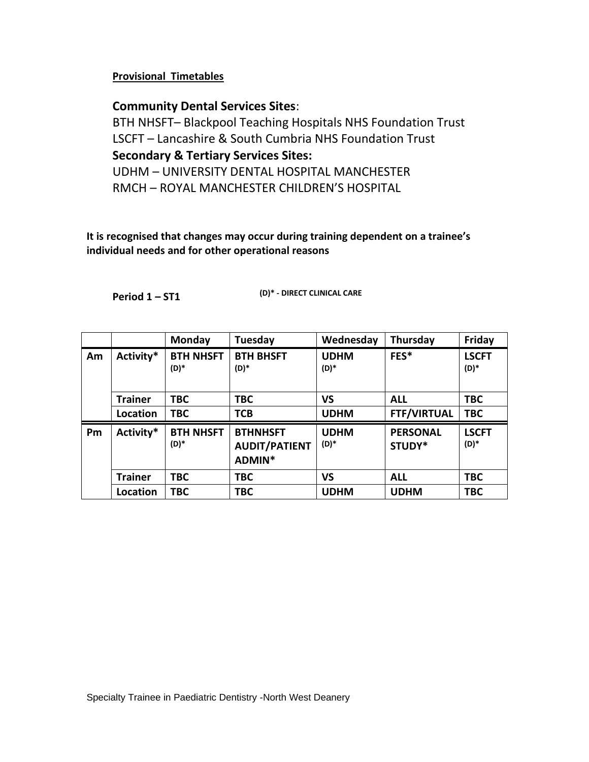**Provisional Timetables**

**Community Dental Services Sites**:

BTH NHSFT– Blackpool Teaching Hospitals NHS Foundation Trust

LSCFT – Lancashire & South Cumbria NHS Foundation Trust

**Secondary & Tertiary Services Sites:**

UDHM – UNIVERSITY DENTAL HOSPITAL MANCHESTER

RMCH – ROYAL MANCHESTER CHILDREN'S HOSPITAL

**It is recognised that changes may occur during training dependent on a trainee's individual needs and for other operational reasons**

**Period 1 – ST1** **(D)* - DIRECT CLINICAL CARE**

| | | Monday | Tuesday | Wednesday | Thursday | Friday |
|---|---|---|---|---|---|---|
| **Am** | **Activity*** | **BTH NHSFT (D)*** | **BTH BHSFT (D)*** | **UDHM (D)*** | **FES*** | **LSCFT (D)*** |
| | **Trainer** | **TBC** | **TBC** | **VS** | **ALL** | **TBC** |
| | **Location** | **TBC** | **TCB** | **UDHM** | **FTF/VIRTUAL** | **TBC** |
| **Pm** | **Activity*** | **BTH NHSFT (D)*** | **BTHNHSFT AUDIT/PATIENT ADMIN*** | **UDHM (D)*** | **PERSONAL STUDY*** | **LSCFT (D)*** |
| | **Trainer** | **TBC** | **TBC** | **VS** | **ALL** | **TBC** |
| | **Location** | **TBC** | **TBC** | **UDHM** | **UDHM** | **TBC** |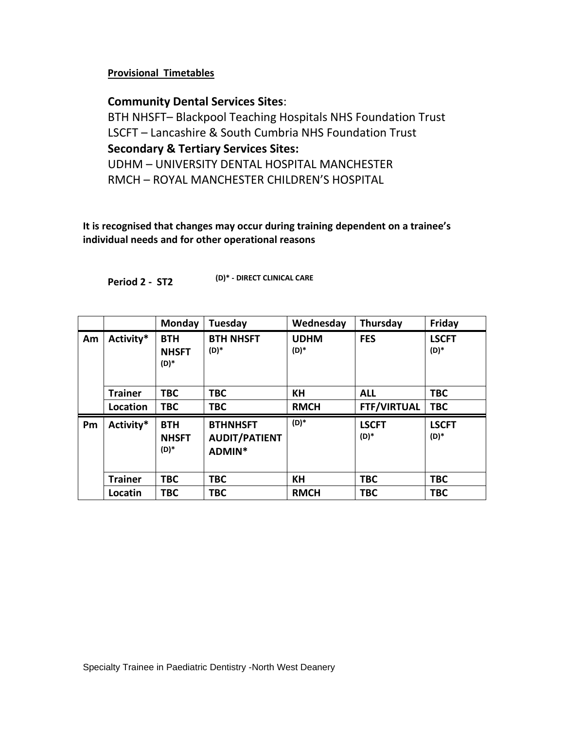**Provisional Timetables**

**Community Dental Services Sites**:

BTH NHSFT– Blackpool Teaching Hospitals NHS Foundation Trust

LSCFT – Lancashire & South Cumbria NHS Foundation Trust

**Secondary & Tertiary Services Sites:**

UDHM – UNIVERSITY DENTAL HOSPITAL MANCHESTER

RMCH – ROYAL MANCHESTER CHILDREN'S HOSPITAL

**It is recognised that changes may occur during training dependent on a trainee's individual needs and for other operational reasons**

**Period 2 - ST2** **(D)* - DIRECT CLINICAL CARE**

| | | Monday | Tuesday | Wednesday | Thursday | Friday |
|---|---|---|---|---|---|---|
| **Am** | **Activity*** | **BTH NHSFT (D)*** | **BTH NHSFT (D)*** | **UDHM (D)*** | **FES** | **LSCFT (D)*** |
| | **Trainer** | **TBC** | **TBC** | **KH** | **ALL** | **TBC** |
| | **Location** | **TBC** | **TBC** | **RMCH** | **FTF/VIRTUAL** | **TBC** |
| **Pm** | **Activity*** | **BTH NHSFT (D)*** | **BTHNHSFT AUDIT/PATIENT ADMIN*** | **(D)*** | **LSCFT (D)*** | **LSCFT (D)*** |
| | **Trainer** | **TBC** | **TBC** | **KH** | **TBC** | **TBC** |
| | **Locatin** | **TBC** | **TBC** | **RMCH** | **TBC** | **TBC** |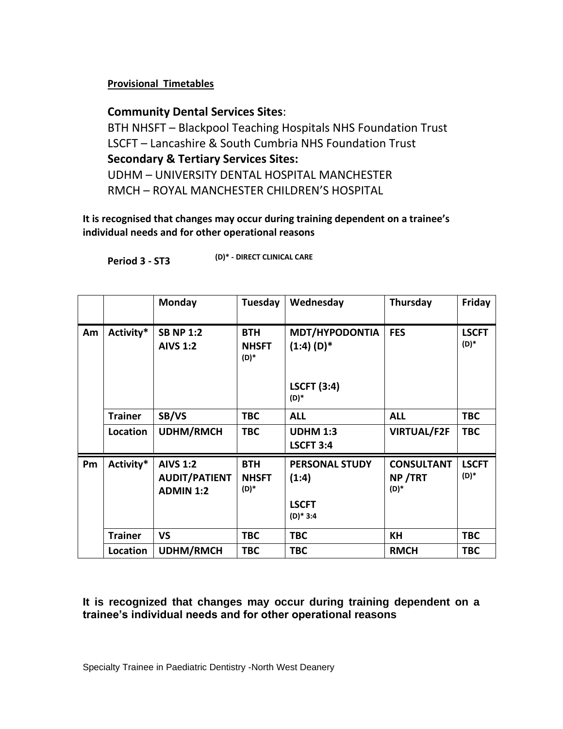**Provisional Timetables**

**Community Dental Services Sites**:
BTH NHSFT – Blackpool Teaching Hospitals NHS Foundation Trust
LSCFT – Lancashire & South Cumbria NHS Foundation Trust
**Secondary & Tertiary Services Sites:**
UDHM – UNIVERSITY DENTAL HOSPITAL MANCHESTER
RMCH – ROYAL MANCHESTER CHILDREN'S HOSPITAL

**It is recognised that changes may occur during training dependent on a trainee's individual needs and for other operational reasons**

**Period 3 - ST3** **(D)* - DIRECT CLINICAL CARE**

| | | Monday | Tuesday | Wednesday | Thursday | Friday |
|---|---|---|---|---|---|---|
| Am | Activity* | SB NP 1:2<br>AIVS 1:2 | BTH NHSFT (D)* | MDT/HYPODONTIA (1:4) (D)*<br><br>LSCFT (3:4) (D)* | FES | LSCFT (D)* |
| | Trainer | SB/VS | TBC | ALL | ALL | TBC |
| | Location | UDHM/RMCH | TBC | UDHM 1:3<br>LSCFT 3:4 | VIRTUAL/F2F | TBC |
| Pm | Activity* | AIVS 1:2<br>AUDIT/PATIENT ADMIN 1:2 | BTH NHSFT (D)* | PERSONAL STUDY (1:4)<br><br>LSCFT (D)* 3:4 | CONSULTANT NP /TRT (D)* | LSCFT (D)* |
| | Trainer | VS | TBC | TBC | KH | TBC |
| | Location | UDHM/RMCH | TBC | TBC | RMCH | TBC |

**It is recognized that changes may occur during training dependent on a trainee's individual needs and for other operational reasons**